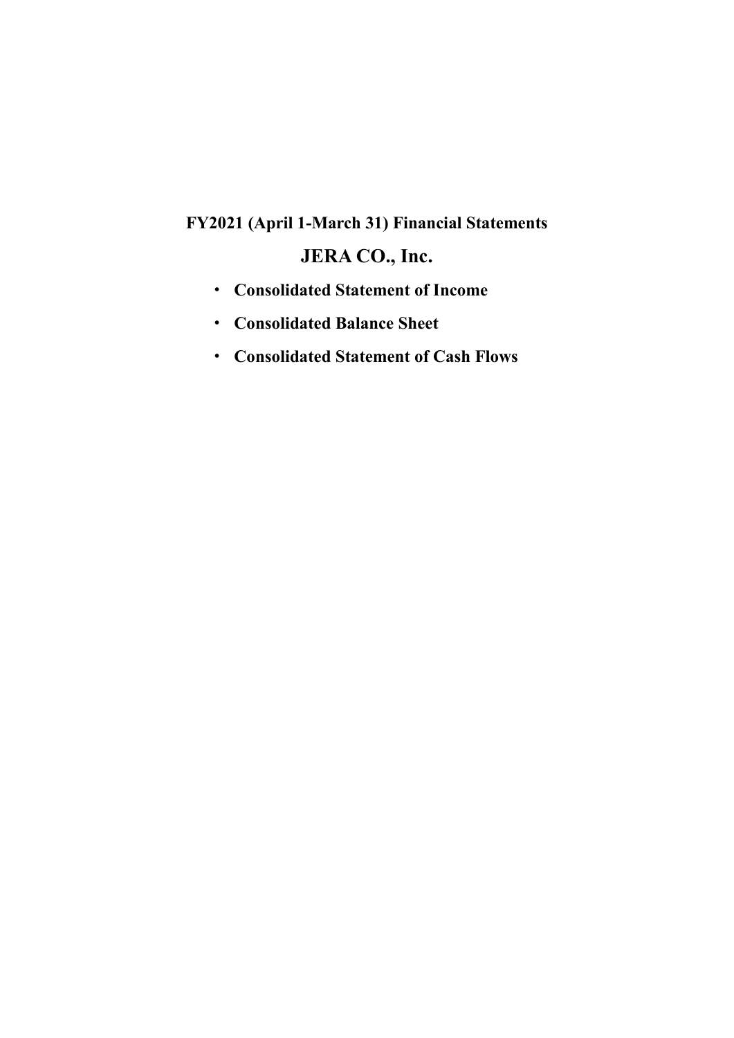# FY2021 (April 1-March 31) Financial Statements

## JERA CO., Inc.

- **Consolidated Statement of Income**
- **Consolidated Balance Sheet**
- **Consolidated Statement of Cash Flows**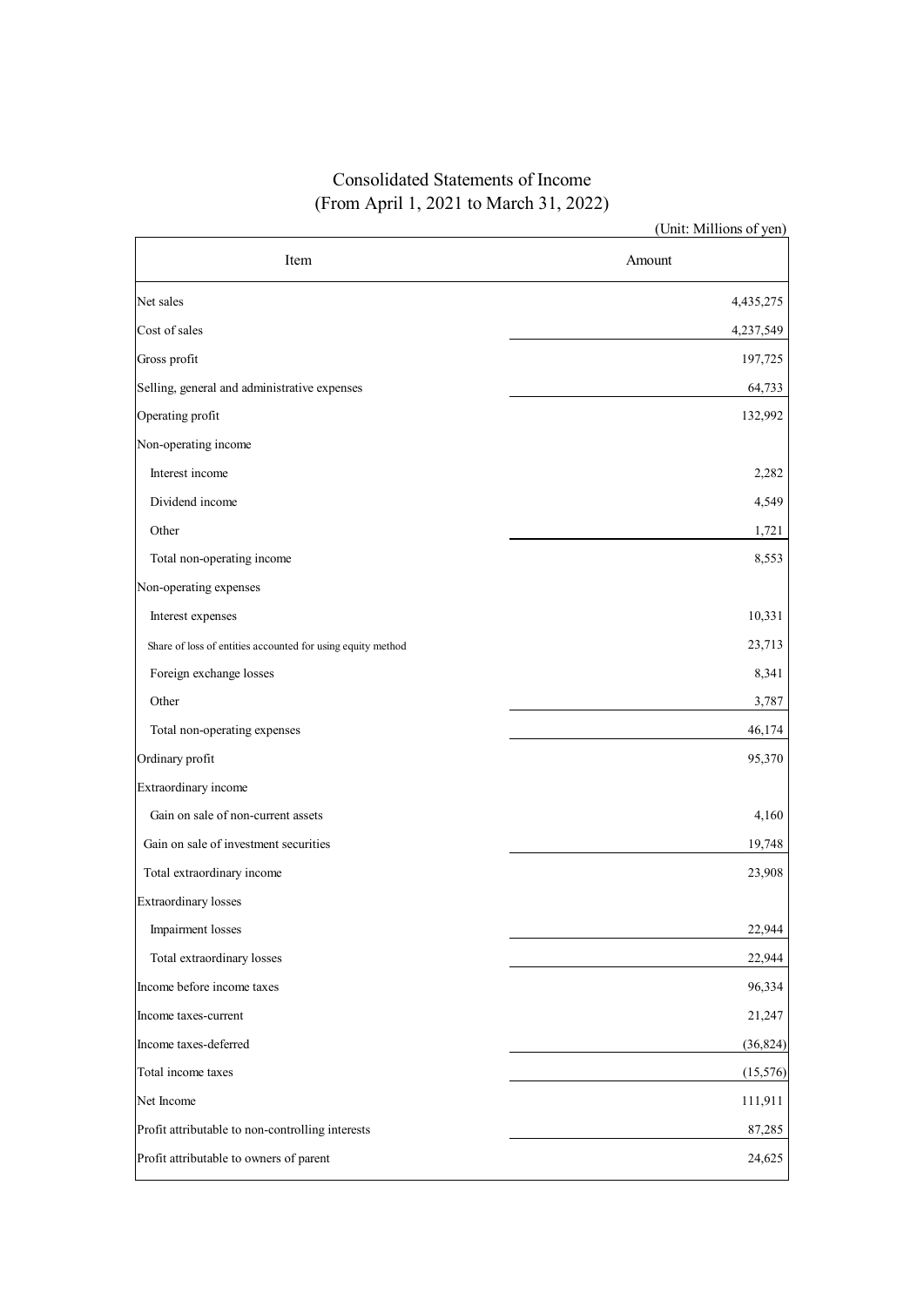# Consolidated Statements of Income
## (From April 1, 2021 to March 31, 2022)

(Unit: Millions of yen)

| Item | Amount |
|---|---|
| Net sales | 4,435,275 |
| Cost of sales | 4,237,549 |
| Gross profit | 197,725 |
| Selling, general and administrative expenses | 64,733 |
| Operating profit | 132,992 |
| Non-operating income | |
| Interest income | 2,282 |
| Dividend income | 4,549 |
| Other | 1,721 |
| Total non-operating income | 8,553 |
| Non-operating expenses | |
| Interest expenses | 10,331 |
| Share of loss of entities accounted for using equity method | 23,713 |
| Foreign exchange losses | 8,341 |
| Other | 3,787 |
| Total non-operating expenses | 46,174 |
| Ordinary profit | 95,370 |
| Extraordinary income | |
| Gain on sale of non-current assets | 4,160 |
| Gain on sale of investment securities | 19,748 |
| Total extraordinary income | 23,908 |
| Extraordinary losses | |
| Impairment losses | 22,944 |
| Total extraordinary losses | 22,944 |
| Income before income taxes | 96,334 |
| Income taxes-current | 21,247 |
| Income taxes-deferred | (36,824) |
| Total income taxes | (15,576) |
| Net Income | 111,911 |
| Profit attributable to non-controlling interests | 87,285 |
| Profit attributable to owners of parent | 24,625 |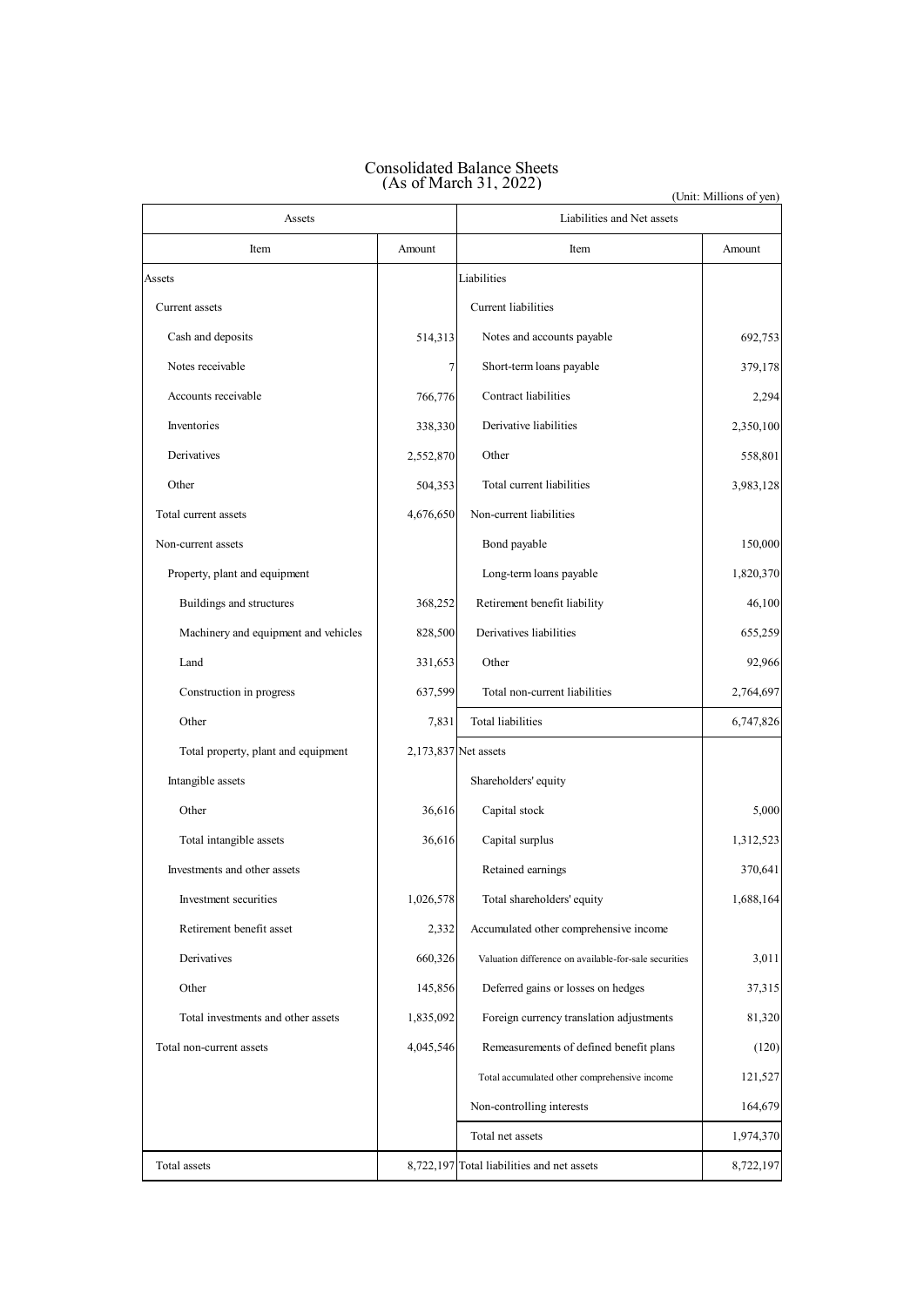# Consolidated Balance Sheets
## (As of March 31, 2022)

(Unit: Millions of yen)

| Assets | | Liabilities and Net assets | |
|---|---|---|---|
| Item | Amount | Item | Amount |
| Assets | | Liabilities | |
| Current assets | | Current liabilities | |
| Cash and deposits | 514,313 | Notes and accounts payable | 692,753 |
| Notes receivable | 7 | Short-term loans payable | 379,178 |
| Accounts receivable | 766,776 | Contract liabilities | 2,294 |
| Inventories | 338,330 | Derivative liabilities | 2,350,100 |
| Derivatives | 2,552,870 | Other | 558,801 |
| Other | 504,353 | Total current liabilities | 3,983,128 |
| Total current assets | 4,676,650 | Non-current liabilities | |
| Non-current assets | | Bond payable | 150,000 |
| Property, plant and equipment | | Long-term loans payable | 1,820,370 |
| Buildings and structures | 368,252 | Retirement benefit liability | 46,100 |
| Machinery and equipment and vehicles | 828,500 | Derivatives liabilities | 655,259 |
| Land | 331,653 | Other | 92,966 |
| Construction in progress | 637,599 | Total non-current liabilities | 2,764,697 |
| Other | 7,831 | Total liabilities | 6,747,826 |
| Total property, plant and equipment | 2,173,837 | Net assets | |
| Intangible assets | | Shareholders' equity | |
| Other | 36,616 | Capital stock | 5,000 |
| Total intangible assets | 36,616 | Capital surplus | 1,312,523 |
| Investments and other assets | | Retained earnings | 370,641 |
| Investment securities | 1,026,578 | Total shareholders' equity | 1,688,164 |
| Retirement benefit asset | 2,332 | Accumulated other comprehensive income | |
| Derivatives | 660,326 | Valuation difference on available-for-sale securities | 3,011 |
| Other | 145,856 | Deferred gains or losses on hedges | 37,315 |
| Total investments and other assets | 1,835,092 | Foreign currency translation adjustments | 81,320 |
| Total non-current assets | 4,045,546 | Remeasurements of defined benefit plans | (120) |
| | | Total accumulated other comprehensive income | 121,527 |
| | | Non-controlling interests | 164,679 |
| | | Total net assets | 1,974,370 |
| Total assets | 8,722,197 | Total liabilities and net assets | 8,722,197 |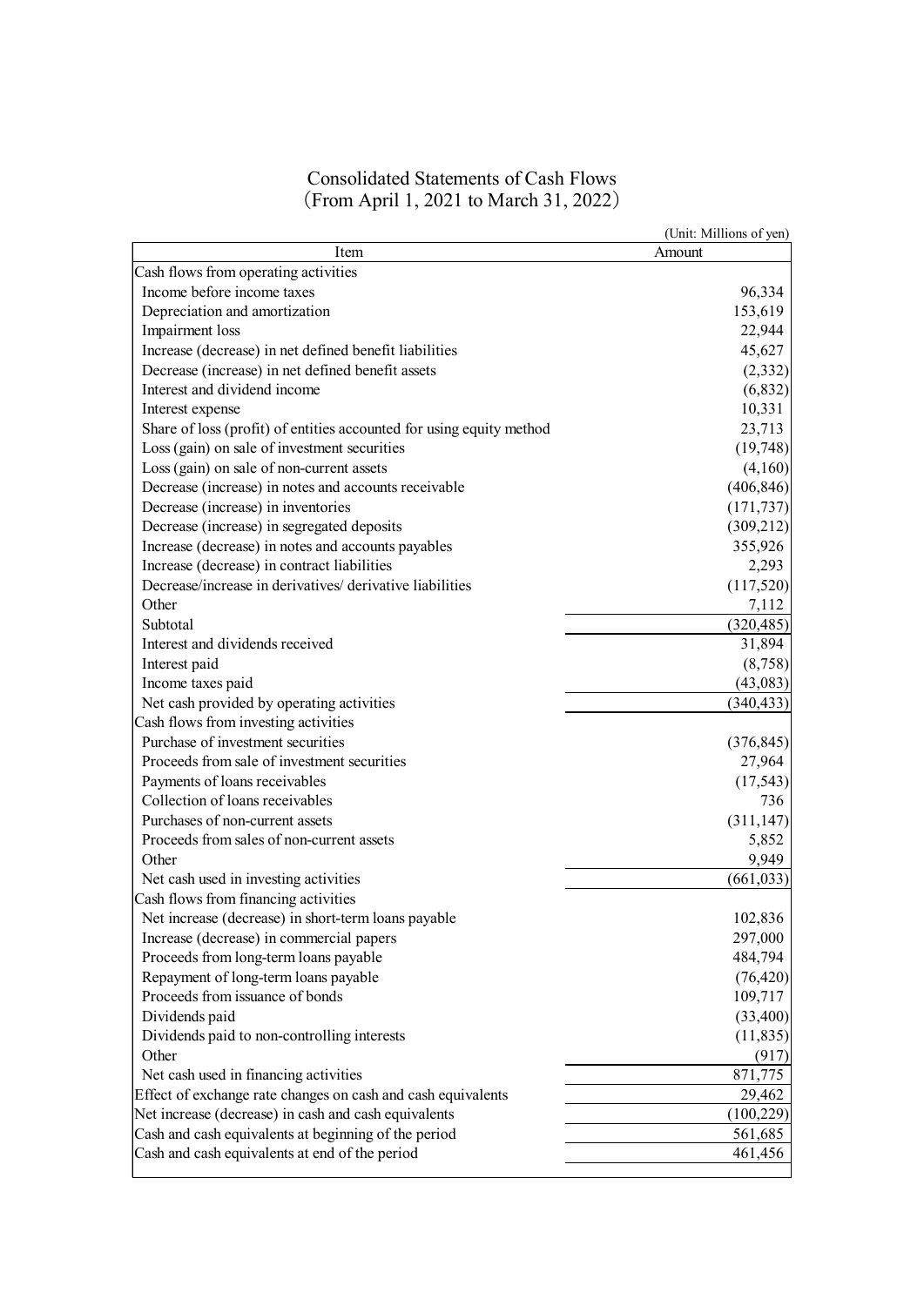# Consolidated Statements of Cash Flows
(From April 1, 2021 to March 31, 2022)

(Unit: Millions of yen)

| Item | Amount |
|---|---|
| Cash flows from operating activities | |
| Income before income taxes | 96,334 |
| Depreciation and amortization | 153,619 |
| Impairment loss | 22,944 |
| Increase (decrease) in net defined benefit liabilities | 45,627 |
| Decrease (increase) in net defined benefit assets | (2,332) |
| Interest and dividend income | (6,832) |
| Interest expense | 10,331 |
| Share of loss (profit) of entities accounted for using equity method | 23,713 |
| Loss (gain) on sale of investment securities | (19,748) |
| Loss (gain) on sale of non-current assets | (4,160) |
| Decrease (increase) in notes and accounts receivable | (406,846) |
| Decrease (increase) in inventories | (171,737) |
| Decrease (increase) in segregated deposits | (309,212) |
| Increase (decrease) in notes and accounts payables | 355,926 |
| Increase (decrease) in contract liabilities | 2,293 |
| Decrease/increase in derivatives/ derivative liabilities | (117,520) |
| Other | 7,112 |
| Subtotal | (320,485) |
| Interest and dividends received | 31,894 |
| Interest paid | (8,758) |
| Income taxes paid | (43,083) |
| Net cash provided by operating activities | (340,433) |
| Cash flows from investing activities | |
| Purchase of investment securities | (376,845) |
| Proceeds from sale of investment securities | 27,964 |
| Payments of loans receivables | (17,543) |
| Collection of loans receivables | 736 |
| Purchases of non-current assets | (311,147) |
| Proceeds from sales of non-current assets | 5,852 |
| Other | 9,949 |
| Net cash used in investing activities | (661,033) |
| Cash flows from financing activities | |
| Net increase (decrease) in short-term loans payable | 102,836 |
| Increase (decrease) in commercial papers | 297,000 |
| Proceeds from long-term loans payable | 484,794 |
| Repayment of long-term loans payable | (76,420) |
| Proceeds from issuance of bonds | 109,717 |
| Dividends paid | (33,400) |
| Dividends paid to non-controlling interests | (11,835) |
| Other | (917) |
| Net cash used in financing activities | 871,775 |
| Effect of exchange rate changes on cash and cash equivalents | 29,462 |
| Net increase (decrease) in cash and cash equivalents | (100,229) |
| Cash and cash equivalents at beginning of the period | 561,685 |
| Cash and cash equivalents at end of the period | 461,456 |